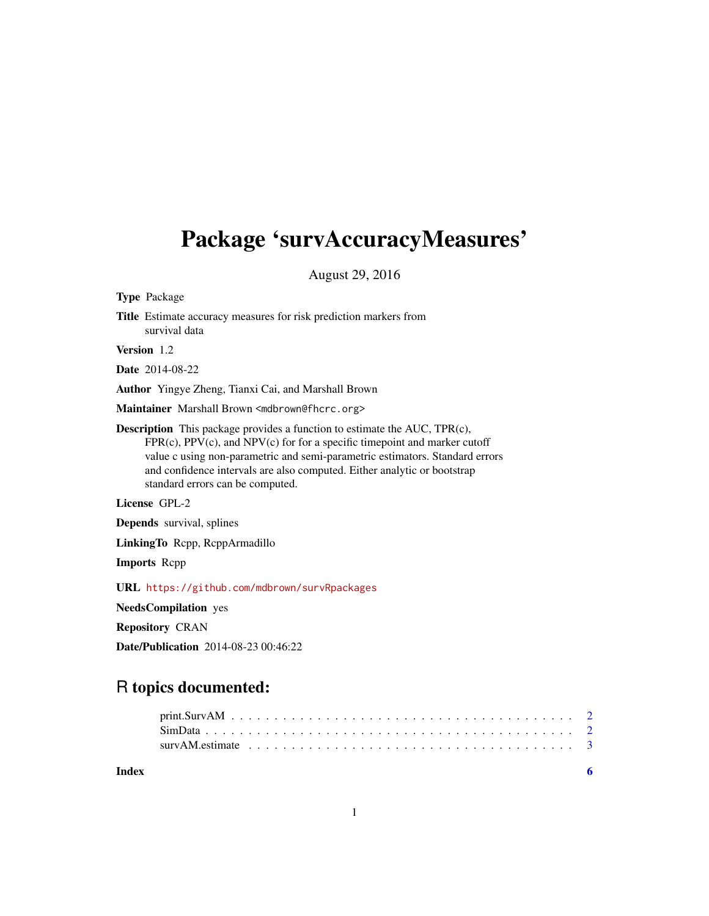# Package 'survAccuracyMeasures'

August 29, 2016

**Type** Package

**Title** Estimate accuracy measures for risk prediction markers from survival data

**Version** 1.2

**Date** 2014-08-22

**Author** Yingye Zheng, Tianxi Cai, and Marshall Brown

**Maintainer** Marshall Brown <mdbrown@fhcrc.org>

**Description** This package provides a function to estimate the AUC, TPR(c), FPR(c), PPV(c), and NPV(c) for for a specific timepoint and marker cutoff value c using non-parametric and semi-parametric estimators. Standard errors and confidence intervals are also computed. Either analytic or bootstrap standard errors can be computed.

**License** GPL-2

**Depends** survival, splines

**LinkingTo** Rcpp, RcppArmadillo

**Imports** Rcpp

**URL** https://github.com/mdbrown/survRpackages

**NeedsCompilation** yes

**Repository** CRAN

**Date/Publication** 2014-08-23 00:46:22

## R topics documented:

- print.SurvAM . . . . . . . . . . . . . . . . . . . . . . . . . . . . . . . . . . . . . . 2
- SimData . . . . . . . . . . . . . . . . . . . . . . . . . . . . . . . . . . . . . . . . . . 2
- survAM.estimate . . . . . . . . . . . . . . . . . . . . . . . . . . . . . . . . . . . . . 3

**Index** 6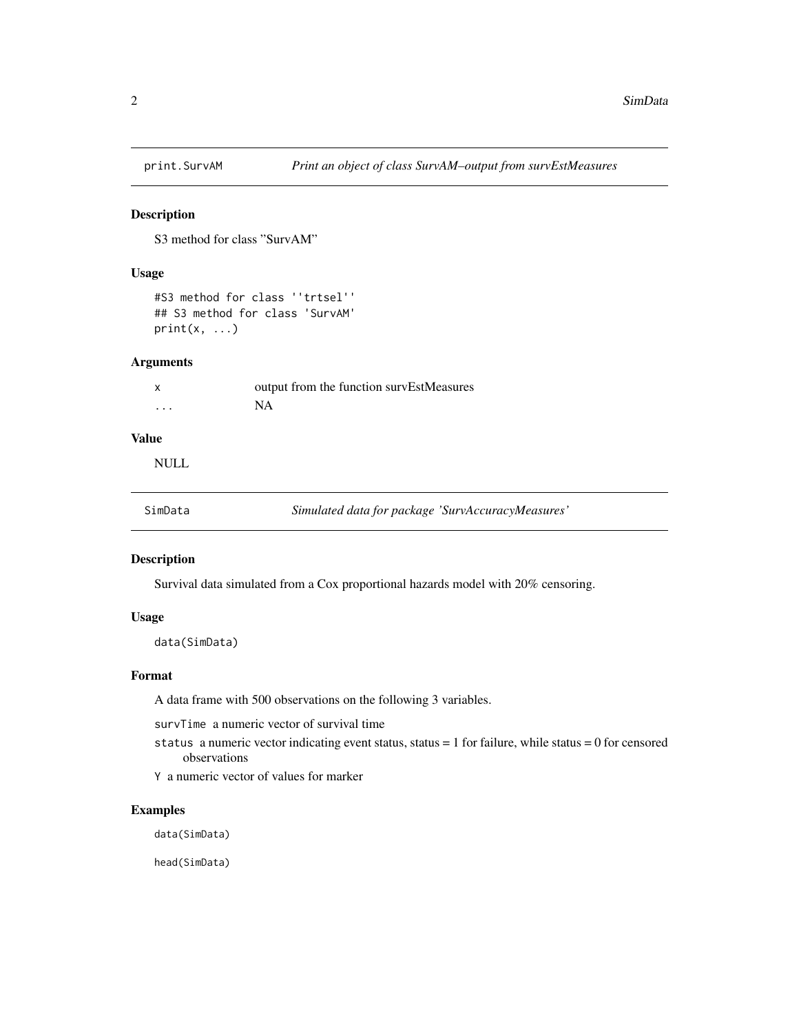## print.SurvAM

*Print an object of class SurvAM–output from survEstMeasures*

### Description

S3 method for class "SurvAM"

### Usage

```
#S3 method for class ''trtsel''
## S3 method for class 'SurvAM'
print(x, ...)
```

### Arguments

| | |
|---|---|
| x | output from the function survEstMeasures |
| ... | NA |

### Value

NULL

## SimData

*Simulated data for package 'SurvAccuracyMeasures'*

### Description

Survival data simulated from a Cox proportional hazards model with 20% censoring.

### Usage

```
data(SimData)
```

### Format

A data frame with 500 observations on the following 3 variables.

- `survTime` a numeric vector of survival time
- `status` a numeric vector indicating event status, status = 1 for failure, while status = 0 for censored observations
- `Y` a numeric vector of values for marker

### Examples

```
data(SimData)

head(SimData)
```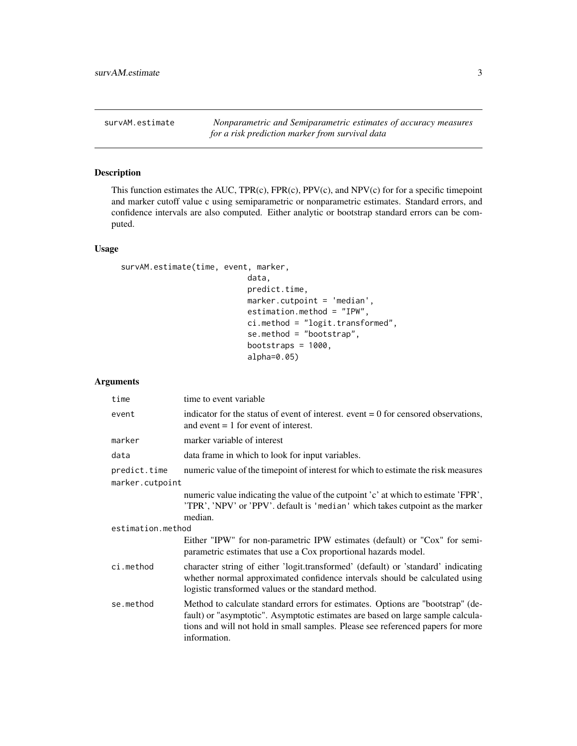survAM.estimate — *Nonparametric and Semiparametric estimates of accuracy measures for a risk prediction marker from survival data*

## Description

This function estimates the AUC, TPR(c), FPR(c), PPV(c), and NPV(c) for for a specific timepoint and marker cutoff value c using semiparametric or nonparametric estimates. Standard errors, and confidence intervals are also computed. Either analytic or bootstrap standard errors can be computed.

## Usage

```
survAM.estimate(time, event, marker,
                            data,
                            predict.time,
                            marker.cutpoint = 'median',
                            estimation.method = "IPW",
                            ci.method = "logit.transformed",
                            se.method = "bootstrap",
                            bootstraps = 1000,
                            alpha=0.05)
```

## Arguments

| | |
|---|---|
| `time` | time to event variable |
| `event` | indicator for the status of event of interest. event = 0 for censored observations, and event = 1 for event of interest. |
| `marker` | marker variable of interest |
| `data` | data frame in which to look for input variables. |
| `predict.time` | numeric value of the timepoint of interest for which to estimate the risk measures |
| `marker.cutpoint` | numeric value indicating the value of the cutpoint 'c' at which to estimate 'FPR', 'TPR', 'NPV' or 'PPV'. default is `'median'` which takes cutpoint as the marker median. |
| `estimation.method` | Either "IPW" for non-parametric IPW estimates (default) or "Cox" for semi-parametric estimates that use a Cox proportional hazards model. |
| `ci.method` | character string of either 'logit.transformed' (default) or 'standard' indicating whether normal approximated confidence intervals should be calculated using logistic transformed values or the standard method. |
| `se.method` | Method to calculate standard errors for estimates. Options are "bootstrap" (default) or "asymptotic". Asymptotic estimates are based on large sample calculations and will not hold in small samples. Please see referenced papers for more information. |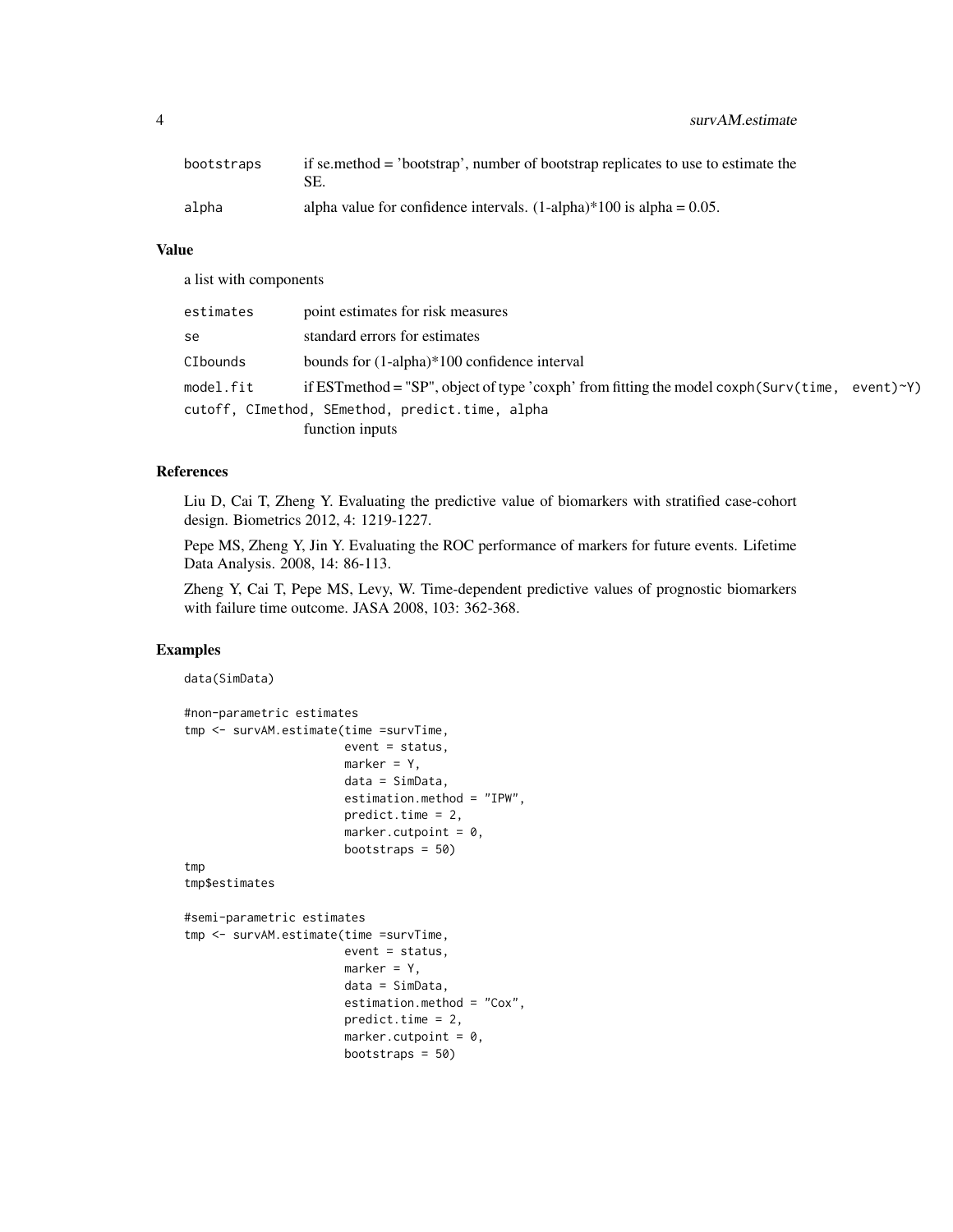| | |
|---|---|
| bootstraps | if se.method = 'bootstrap', number of bootstrap replicates to use to estimate the SE. |
| alpha | alpha value for confidence intervals. (1-alpha)*100 is alpha = 0.05. |

## Value

a list with components

| | |
|---|---|
| estimates | point estimates for risk measures |
| se | standard errors for estimates |
| CIbounds | bounds for (1-alpha)*100 confidence interval |
| model.fit | if ESTmethod = "SP", object of type 'coxph' from fitting the model coxph(Surv(time, event)~Y) |
| cutoff, CImethod, SEmethod, predict.time, alpha | function inputs |

## References

Liu D, Cai T, Zheng Y. Evaluating the predictive value of biomarkers with stratified case-cohort design. Biometrics 2012, 4: 1219-1227.

Pepe MS, Zheng Y, Jin Y. Evaluating the ROC performance of markers for future events. Lifetime Data Analysis. 2008, 14: 86-113.

Zheng Y, Cai T, Pepe MS, Levy, W. Time-dependent predictive values of prognostic biomarkers with failure time outcome. JASA 2008, 103: 362-368.

## Examples

```
data(SimData)

#non-parametric estimates
tmp <- survAM.estimate(time =survTime,
                       event = status,
                       marker = Y,
                       data = SimData,
                       estimation.method = "IPW",
                       predict.time = 2,
                       marker.cutpoint = 0,
                       bootstraps = 50)
tmp
tmp$estimates

#semi-parametric estimates
tmp <- survAM.estimate(time =survTime,
                       event = status,
                       marker = Y,
                       data = SimData,
                       estimation.method = "Cox",
                       predict.time = 2,
                       marker.cutpoint = 0,
                       bootstraps = 50)
```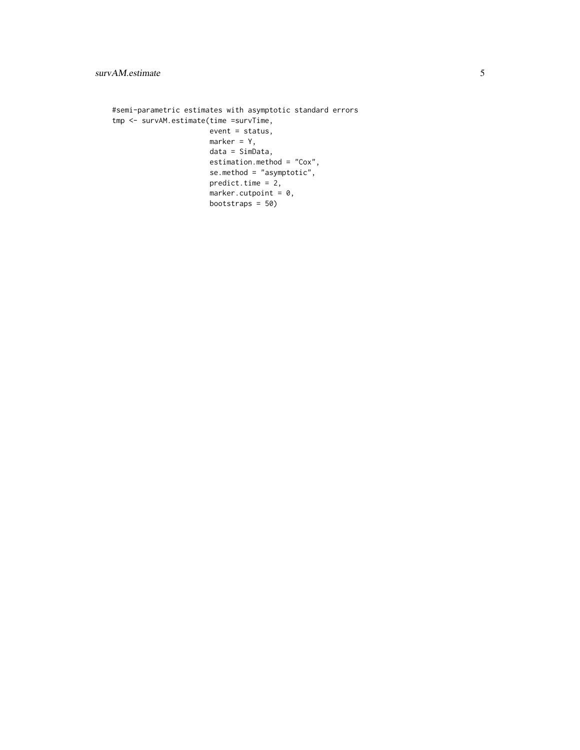```
#semi-parametric estimates with asymptotic standard errors
tmp <- survAM.estimate(time =survTime,
                       event = status,
                       marker = Y,
                       data = SimData,
                       estimation.method = "Cox",
                       se.method = "asymptotic",
                       predict.time = 2,
                       marker.cutpoint = 0,
                       bootstraps = 50)
```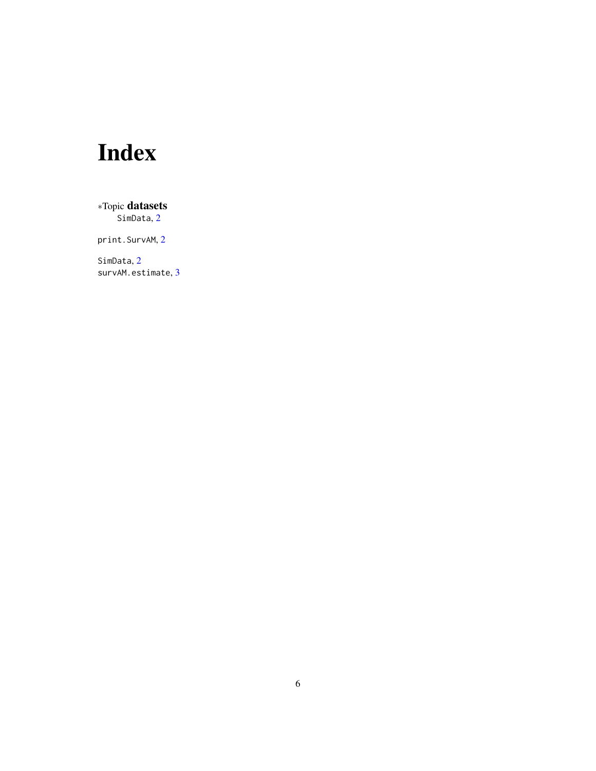# Index

*Topic **datasets**
    SimData, 2

print.SurvAM, 2

SimData, 2
survAM.estimate, 3